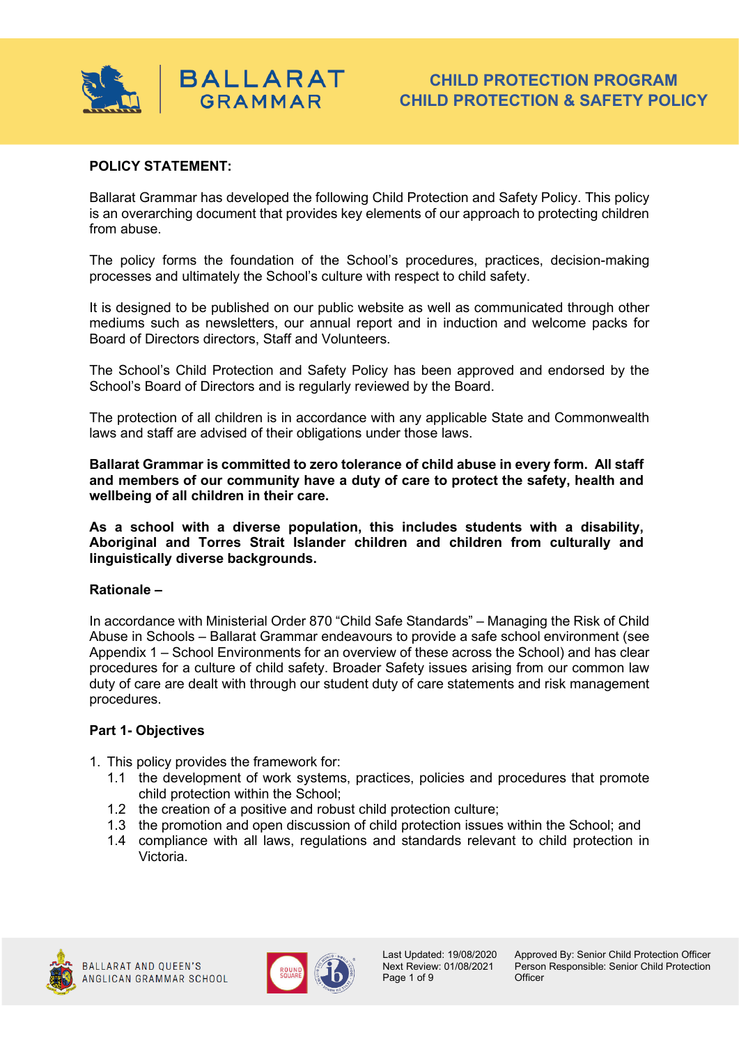# CHILD PROTECTION PROGRAM
# CHILD PROTECTION & SAFETY POLICY

**POLICY STATEMENT:**

Ballarat Grammar has developed the following Child Protection and Safety Policy. This policy is an overarching document that provides key elements of our approach to protecting children from abuse.

The policy forms the foundation of the School's procedures, practices, decision-making processes and ultimately the School's culture with respect to child safety.

It is designed to be published on our public website as well as communicated through other mediums such as newsletters, our annual report and in induction and welcome packs for Board of Directors directors, Staff and Volunteers.

The School's Child Protection and Safety Policy has been approved and endorsed by the School's Board of Directors and is regularly reviewed by the Board.

The protection of all children is in accordance with any applicable State and Commonwealth laws and staff are advised of their obligations under those laws.

**Ballarat Grammar is committed to zero tolerance of child abuse in every form. All staff and members of our community have a duty of care to protect the safety, health and wellbeing of all children in their care.**

**As a school with a diverse population, this includes students with a disability, Aboriginal and Torres Strait Islander children and children from culturally and linguistically diverse backgrounds.**

**Rationale –**

In accordance with Ministerial Order 870 "Child Safe Standards" – Managing the Risk of Child Abuse in Schools – Ballarat Grammar endeavours to provide a safe school environment (see Appendix 1 – School Environments for an overview of these across the School) and has clear procedures for a culture of child safety. Broader Safety issues arising from our common law duty of care are dealt with through our student duty of care statements and risk management procedures.

**Part 1- Objectives**

1. This policy provides the framework for:
   1.1 the development of work systems, practices, policies and procedures that promote child protection within the School;
   1.2 the creation of a positive and robust child protection culture;
   1.3 the promotion and open discussion of child protection issues within the School; and
   1.4 compliance with all laws, regulations and standards relevant to child protection in Victoria.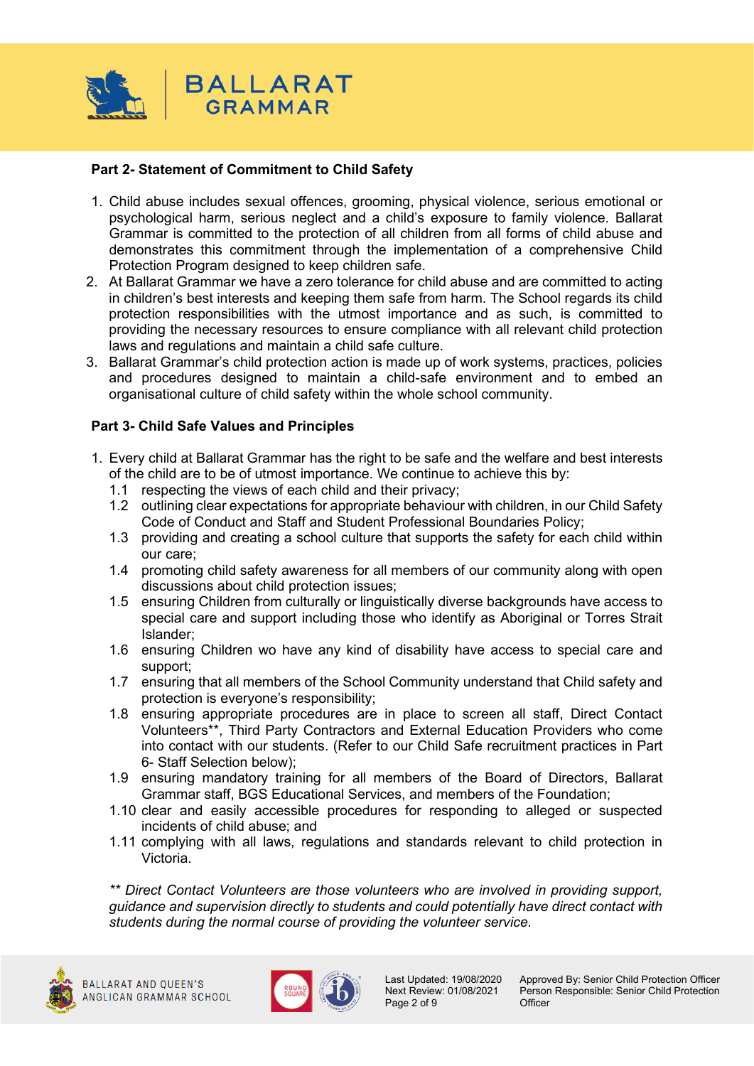## Part 2- Statement of Commitment to Child Safety

1. Child abuse includes sexual offences, grooming, physical violence, serious emotional or psychological harm, serious neglect and a child's exposure to family violence. Ballarat Grammar is committed to the protection of all children from all forms of child abuse and demonstrates this commitment through the implementation of a comprehensive Child Protection Program designed to keep children safe.
2. At Ballarat Grammar we have a zero tolerance for child abuse and are committed to acting in children's best interests and keeping them safe from harm. The School regards its child protection responsibilities with the utmost importance and as such, is committed to providing the necessary resources to ensure compliance with all relevant child protection laws and regulations and maintain a child safe culture.
3. Ballarat Grammar's child protection action is made up of work systems, practices, policies and procedures designed to maintain a child-safe environment and to embed an organisational culture of child safety within the whole school community.

## Part 3- Child Safe Values and Principles

1. Every child at Ballarat Grammar has the right to be safe and the welfare and best interests of the child are to be of utmost importance. We continue to achieve this by:
   - 1.1 respecting the views of each child and their privacy;
   - 1.2 outlining clear expectations for appropriate behaviour with children, in our Child Safety Code of Conduct and Staff and Student Professional Boundaries Policy;
   - 1.3 providing and creating a school culture that supports the safety for each child within our care;
   - 1.4 promoting child safety awareness for all members of our community along with open discussions about child protection issues;
   - 1.5 ensuring Children from culturally or linguistically diverse backgrounds have access to special care and support including those who identify as Aboriginal or Torres Strait Islander;
   - 1.6 ensuring Children wo have any kind of disability have access to special care and support;
   - 1.7 ensuring that all members of the School Community understand that Child safety and protection is everyone's responsibility;
   - 1.8 ensuring appropriate procedures are in place to screen all staff, Direct Contact Volunteers**, Third Party Contractors and External Education Providers who come into contact with our students. (Refer to our Child Safe recruitment practices in Part 6- Staff Selection below);
   - 1.9 ensuring mandatory training for all members of the Board of Directors, Ballarat Grammar staff, BGS Educational Services, and members of the Foundation;
   - 1.10 clear and easily accessible procedures for responding to alleged or suspected incidents of child abuse; and
   - 1.11 complying with all laws, regulations and standards relevant to child protection in Victoria.

*** Direct Contact Volunteers are those volunteers who are involved in providing support, guidance and supervision directly to students and could potentially have direct contact with students during the normal course of providing the volunteer service.*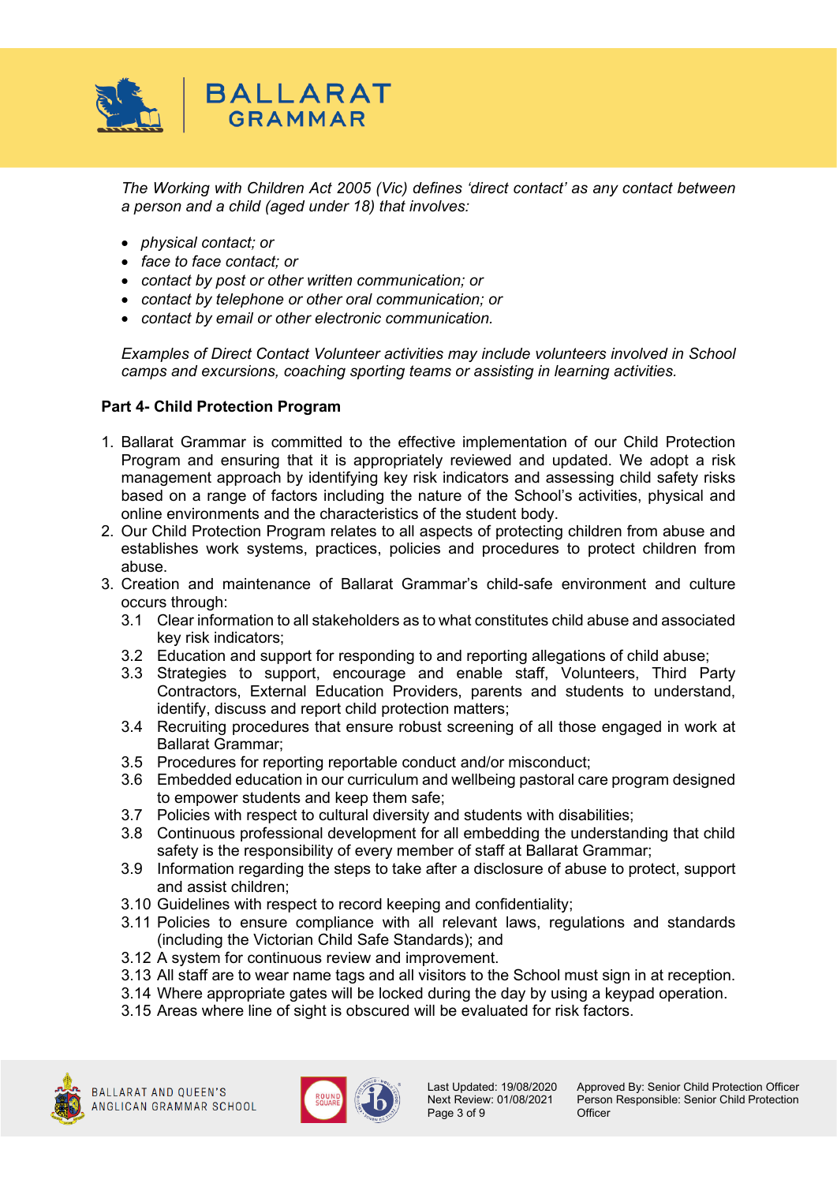*The Working with Children Act 2005 (Vic) defines 'direct contact' as any contact between a person and a child (aged under 18) that involves:*

- *physical contact; or*
- *face to face contact; or*
- *contact by post or other written communication; or*
- *contact by telephone or other oral communication; or*
- *contact by email or other electronic communication.*

*Examples of Direct Contact Volunteer activities may include volunteers involved in School camps and excursions, coaching sporting teams or assisting in learning activities.*

**Part 4- Child Protection Program**

1. Ballarat Grammar is committed to the effective implementation of our Child Protection Program and ensuring that it is appropriately reviewed and updated. We adopt a risk management approach by identifying key risk indicators and assessing child safety risks based on a range of factors including the nature of the School's activities, physical and online environments and the characteristics of the student body.
2. Our Child Protection Program relates to all aspects of protecting children from abuse and establishes work systems, practices, policies and procedures to protect children from abuse.
3. Creation and maintenance of Ballarat Grammar's child-safe environment and culture occurs through:
   - 3.1 Clear information to all stakeholders as to what constitutes child abuse and associated key risk indicators;
   - 3.2 Education and support for responding to and reporting allegations of child abuse;
   - 3.3 Strategies to support, encourage and enable staff, Volunteers, Third Party Contractors, External Education Providers, parents and students to understand, identify, discuss and report child protection matters;
   - 3.4 Recruiting procedures that ensure robust screening of all those engaged in work at Ballarat Grammar;
   - 3.5 Procedures for reporting reportable conduct and/or misconduct;
   - 3.6 Embedded education in our curriculum and wellbeing pastoral care program designed to empower students and keep them safe;
   - 3.7 Policies with respect to cultural diversity and students with disabilities;
   - 3.8 Continuous professional development for all embedding the understanding that child safety is the responsibility of every member of staff at Ballarat Grammar;
   - 3.9 Information regarding the steps to take after a disclosure of abuse to protect, support and assist children;
   - 3.10 Guidelines with respect to record keeping and confidentiality;
   - 3.11 Policies to ensure compliance with all relevant laws, regulations and standards (including the Victorian Child Safe Standards); and
   - 3.12 A system for continuous review and improvement.
   - 3.13 All staff are to wear name tags and all visitors to the School must sign in at reception.
   - 3.14 Where appropriate gates will be locked during the day by using a keypad operation.
   - 3.15 Areas where line of sight is obscured will be evaluated for risk factors.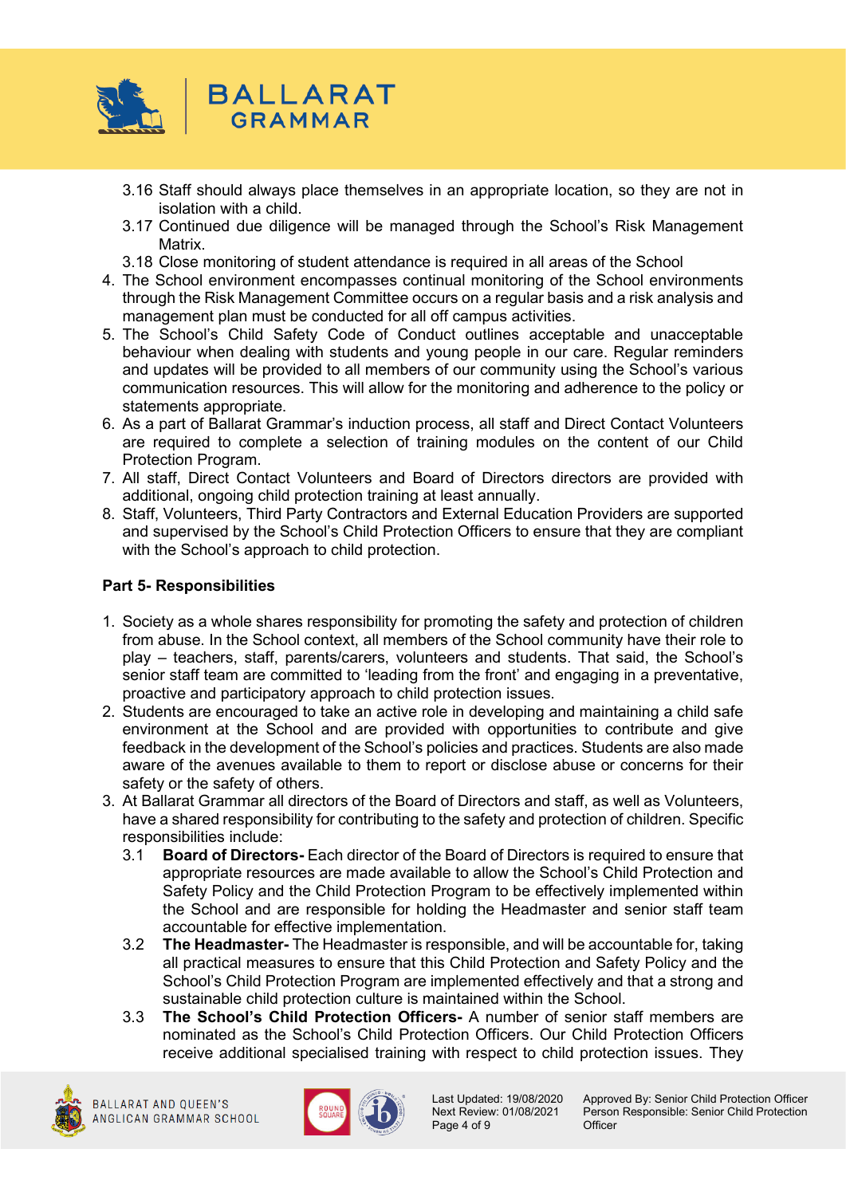3.16 Staff should always place themselves in an appropriate location, so they are not in isolation with a child.

3.17 Continued due diligence will be managed through the School's Risk Management Matrix.

3.18 Close monitoring of student attendance is required in all areas of the School

4. The School environment encompasses continual monitoring of the School environments through the Risk Management Committee occurs on a regular basis and a risk analysis and management plan must be conducted for all off campus activities.
5. The School's Child Safety Code of Conduct outlines acceptable and unacceptable behaviour when dealing with students and young people in our care. Regular reminders and updates will be provided to all members of our community using the School's various communication resources. This will allow for the monitoring and adherence to the policy or statements appropriate.
6. As a part of Ballarat Grammar's induction process, all staff and Direct Contact Volunteers are required to complete a selection of training modules on the content of our Child Protection Program.
7. All staff, Direct Contact Volunteers and Board of Directors directors are provided with additional, ongoing child protection training at least annually.
8. Staff, Volunteers, Third Party Contractors and External Education Providers are supported and supervised by the School's Child Protection Officers to ensure that they are compliant with the School's approach to child protection.

**Part 5- Responsibilities**

1. Society as a whole shares responsibility for promoting the safety and protection of children from abuse. In the School context, all members of the School community have their role to play – teachers, staff, parents/carers, volunteers and students. That said, the School's senior staff team are committed to 'leading from the front' and engaging in a preventative, proactive and participatory approach to child protection issues.
2. Students are encouraged to take an active role in developing and maintaining a child safe environment at the School and are provided with opportunities to contribute and give feedback in the development of the School's policies and practices. Students are also made aware of the avenues available to them to report or disclose abuse or concerns for their safety or the safety of others.
3. At Ballarat Grammar all directors of the Board of Directors and staff, as well as Volunteers, have a shared responsibility for contributing to the safety and protection of children. Specific responsibilities include:

   3.1 **Board of Directors-** Each director of the Board of Directors is required to ensure that appropriate resources are made available to allow the School's Child Protection and Safety Policy and the Child Protection Program to be effectively implemented within the School and are responsible for holding the Headmaster and senior staff team accountable for effective implementation.

   3.2 **The Headmaster-** The Headmaster is responsible, and will be accountable for, taking all practical measures to ensure that this Child Protection and Safety Policy and the School's Child Protection Program are implemented effectively and that a strong and sustainable child protection culture is maintained within the School.

   3.3 **The School's Child Protection Officers-** A number of senior staff members are nominated as the School's Child Protection Officers. Our Child Protection Officers receive additional specialised training with respect to child protection issues. They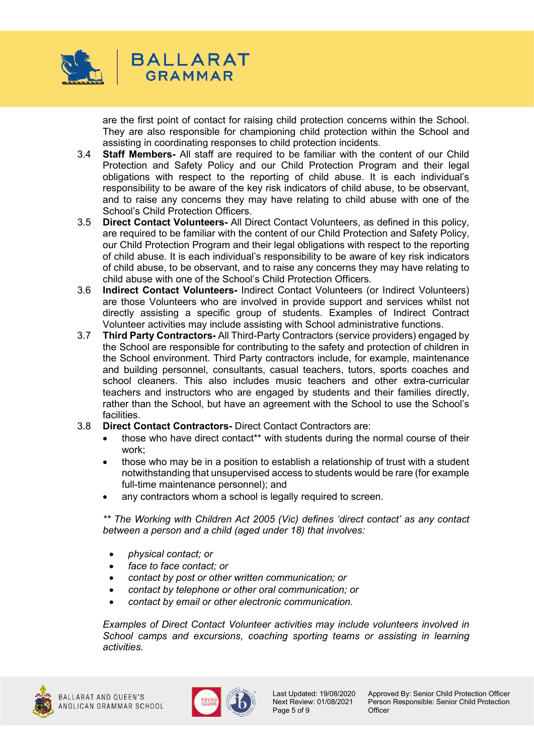are the first point of contact for raising child protection concerns within the School. They are also responsible for championing child protection within the School and assisting in coordinating responses to child protection incidents.

3.4 **Staff Members-** All staff are required to be familiar with the content of our Child Protection and Safety Policy and our Child Protection Program and their legal obligations with respect to the reporting of child abuse. It is each individual's responsibility to be aware of the key risk indicators of child abuse, to be observant, and to raise any concerns they may have relating to child abuse with one of the School's Child Protection Officers.

3.5 **Direct Contact Volunteers-** All Direct Contact Volunteers, as defined in this policy, are required to be familiar with the content of our Child Protection and Safety Policy, our Child Protection Program and their legal obligations with respect to the reporting of child abuse. It is each individual's responsibility to be aware of key risk indicators of child abuse, to be observant, and to raise any concerns they may have relating to child abuse with one of the School's Child Protection Officers.

3.6 **Indirect Contact Volunteers-** Indirect Contact Volunteers (or Indirect Volunteers) are those Volunteers who are involved in provide support and services whilst not directly assisting a specific group of students. Examples of Indirect Contract Volunteer activities may include assisting with School administrative functions.

3.7 **Third Party Contractors-** All Third-Party Contractors (service providers) engaged by the School are responsible for contributing to the safety and protection of children in the School environment. Third Party contractors include, for example, maintenance and building personnel, consultants, casual teachers, tutors, sports coaches and school cleaners. This also includes music teachers and other extra-curricular teachers and instructors who are engaged by students and their families directly, rather than the School, but have an agreement with the School to use the School's facilities.

3.8 **Direct Contact Contractors-** Direct Contact Contractors are:

- those who have direct contact** with students during the normal course of their work;
- those who may be in a position to establish a relationship of trust with a student notwithstanding that unsupervised access to students would be rare (for example full-time maintenance personnel); and
- any contractors whom a school is legally required to screen.

*** The Working with Children Act 2005 (Vic) defines 'direct contact' as any contact between a person and a child (aged under 18) that involves:*

- *physical contact; or*
- *face to face contact; or*
- *contact by post or other written communication; or*
- *contact by telephone or other oral communication; or*
- *contact by email or other electronic communication.*

*Examples of Direct Contact Volunteer activities may include volunteers involved in School camps and excursions, coaching sporting teams or assisting in learning activities.*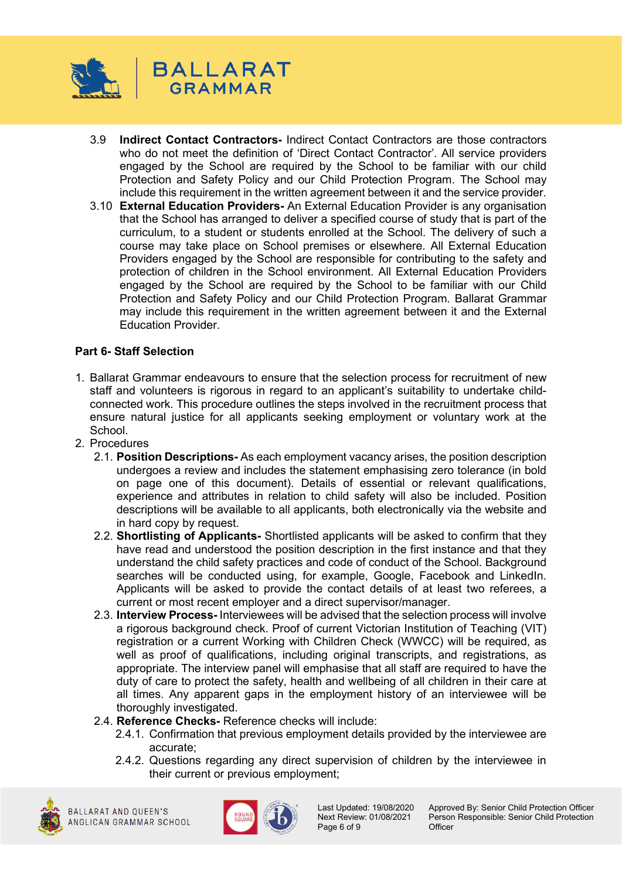3.9 **Indirect Contact Contractors-** Indirect Contact Contractors are those contractors who do not meet the definition of 'Direct Contact Contractor'. All service providers engaged by the School are required by the School to be familiar with our child Protection and Safety Policy and our Child Protection Program. The School may include this requirement in the written agreement between it and the service provider.

3.10 **External Education Providers-** An External Education Provider is any organisation that the School has arranged to deliver a specified course of study that is part of the curriculum, to a student or students enrolled at the School. The delivery of such a course may take place on School premises or elsewhere. All External Education Providers engaged by the School are responsible for contributing to the safety and protection of children in the School environment. All External Education Providers engaged by the School are required by the School to be familiar with our Child Protection and Safety Policy and our Child Protection Program. Ballarat Grammar may include this requirement in the written agreement between it and the External Education Provider.

**Part 6- Staff Selection**

1. Ballarat Grammar endeavours to ensure that the selection process for recruitment of new staff and volunteers is rigorous in regard to an applicant's suitability to undertake child-connected work. This procedure outlines the steps involved in the recruitment process that ensure natural justice for all applicants seeking employment or voluntary work at the School.
2. Procedures
   - 2.1. **Position Descriptions-** As each employment vacancy arises, the position description undergoes a review and includes the statement emphasising zero tolerance (in bold on page one of this document). Details of essential or relevant qualifications, experience and attributes in relation to child safety will also be included. Position descriptions will be available to all applicants, both electronically via the website and in hard copy by request.
   - 2.2. **Shortlisting of Applicants-** Shortlisted applicants will be asked to confirm that they have read and understood the position description in the first instance and that they understand the child safety practices and code of conduct of the School. Background searches will be conducted using, for example, Google, Facebook and LinkedIn. Applicants will be asked to provide the contact details of at least two referees, a current or most recent employer and a direct supervisor/manager.
   - 2.3. **Interview Process-** Interviewees will be advised that the selection process will involve a rigorous background check. Proof of current Victorian Institution of Teaching (VIT) registration or a current Working with Children Check (WWCC) will be required, as well as proof of qualifications, including original transcripts, and registrations, as appropriate. The interview panel will emphasise that all staff are required to have the duty of care to protect the safety, health and wellbeing of all children in their care at all times. Any apparent gaps in the employment history of an interviewee will be thoroughly investigated.
   - 2.4. **Reference Checks-** Reference checks will include:
     - 2.4.1. Confirmation that previous employment details provided by the interviewee are accurate;
     - 2.4.2. Questions regarding any direct supervision of children by the interviewee in their current or previous employment;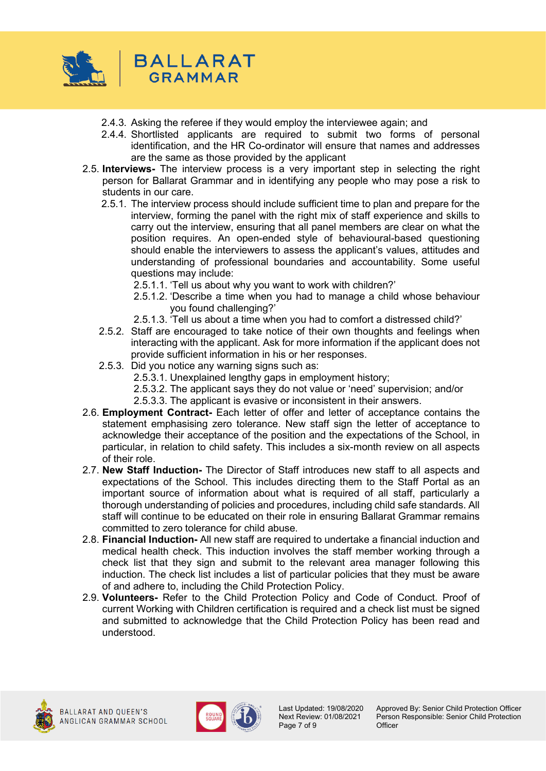2.4.3. Asking the referee if they would employ the interviewee again; and

2.4.4. Shortlisted applicants are required to submit two forms of personal identification, and the HR Co-ordinator will ensure that names and addresses are the same as those provided by the applicant

2.5. **Interviews-** The interview process is a very important step in selecting the right person for Ballarat Grammar and in identifying any people who may pose a risk to students in our care.

2.5.1. The interview process should include sufficient time to plan and prepare for the interview, forming the panel with the right mix of staff experience and skills to carry out the interview, ensuring that all panel members are clear on what the position requires. An open-ended style of behavioural-based questioning should enable the interviewers to assess the applicant's values, attitudes and understanding of professional boundaries and accountability. Some useful questions may include:

2.5.1.1. 'Tell us about why you want to work with children?'

2.5.1.2. 'Describe a time when you had to manage a child whose behaviour you found challenging?'

2.5.1.3. 'Tell us about a time when you had to comfort a distressed child?'

2.5.2. Staff are encouraged to take notice of their own thoughts and feelings when interacting with the applicant. Ask for more information if the applicant does not provide sufficient information in his or her responses.

2.5.3. Did you notice any warning signs such as:

2.5.3.1. Unexplained lengthy gaps in employment history;

2.5.3.2. The applicant says they do not value or 'need' supervision; and/or

2.5.3.3. The applicant is evasive or inconsistent in their answers.

2.6. **Employment Contract-** Each letter of offer and letter of acceptance contains the statement emphasising zero tolerance. New staff sign the letter of acceptance to acknowledge their acceptance of the position and the expectations of the School, in particular, in relation to child safety. This includes a six-month review on all aspects of their role.

2.7. **New Staff Induction-** The Director of Staff introduces new staff to all aspects and expectations of the School. This includes directing them to the Staff Portal as an important source of information about what is required of all staff, particularly a thorough understanding of policies and procedures, including child safe standards. All staff will continue to be educated on their role in ensuring Ballarat Grammar remains committed to zero tolerance for child abuse.

2.8. **Financial Induction-** All new staff are required to undertake a financial induction and medical health check. This induction involves the staff member working through a check list that they sign and submit to the relevant area manager following this induction. The check list includes a list of particular policies that they must be aware of and adhere to, including the Child Protection Policy.

2.9. **Volunteers-** Refer to the Child Protection Policy and Code of Conduct. Proof of current Working with Children certification is required and a check list must be signed and submitted to acknowledge that the Child Protection Policy has been read and understood.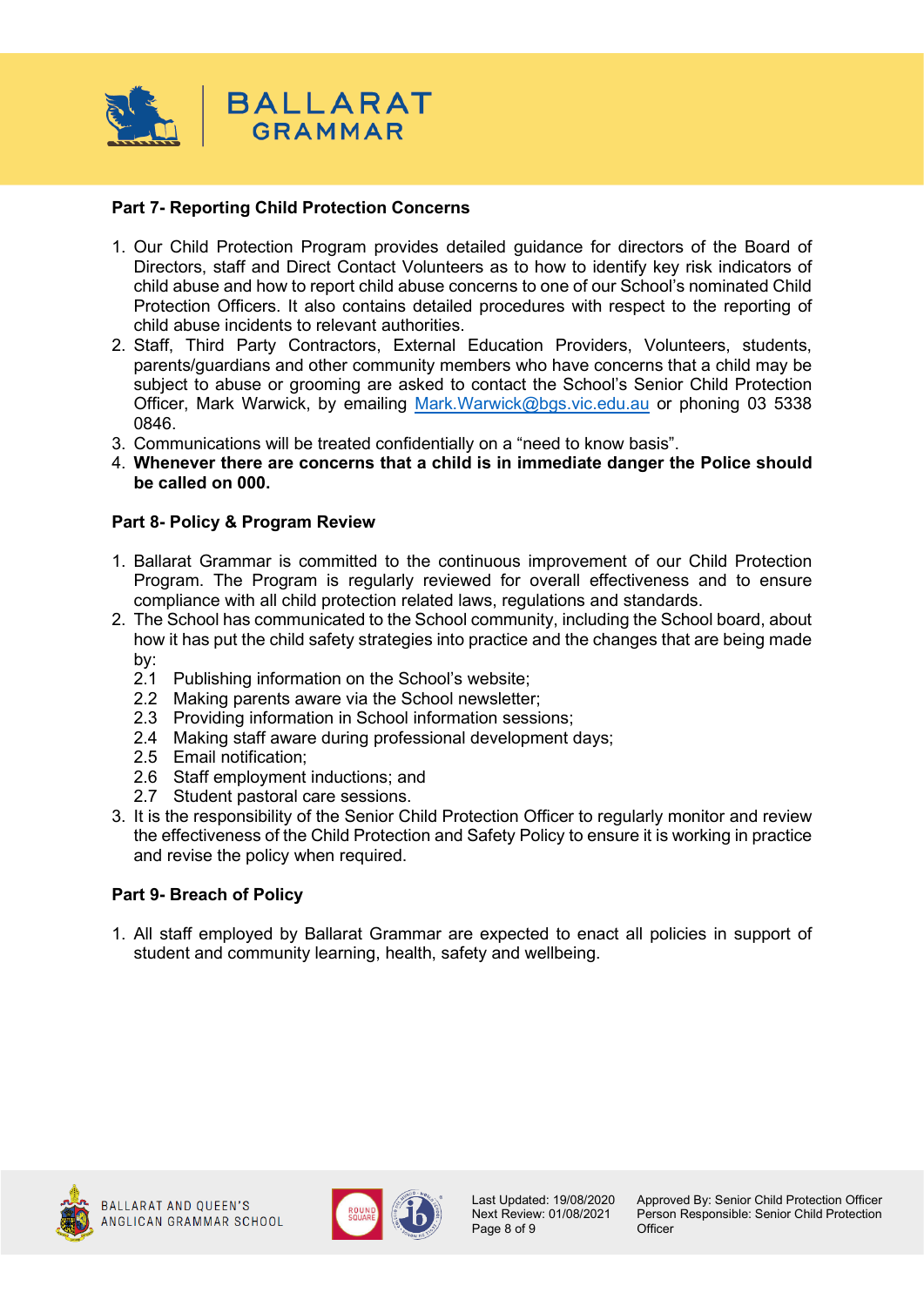## Part 7- Reporting Child Protection Concerns

1. Our Child Protection Program provides detailed guidance for directors of the Board of Directors, staff and Direct Contact Volunteers as to how to identify key risk indicators of child abuse and how to report child abuse concerns to one of our School's nominated Child Protection Officers. It also contains detailed procedures with respect to the reporting of child abuse incidents to relevant authorities.
2. Staff, Third Party Contractors, External Education Providers, Volunteers, students, parents/guardians and other community members who have concerns that a child may be subject to abuse or grooming are asked to contact the School's Senior Child Protection Officer, Mark Warwick, by emailing Mark.Warwick@bgs.vic.edu.au or phoning 03 5338 0846.
3. Communications will be treated confidentially on a "need to know basis".
4. **Whenever there are concerns that a child is in immediate danger the Police should be called on 000.**

## Part 8- Policy & Program Review

1. Ballarat Grammar is committed to the continuous improvement of our Child Protection Program. The Program is regularly reviewed for overall effectiveness and to ensure compliance with all child protection related laws, regulations and standards.
2. The School has communicated to the School community, including the School board, about how it has put the child safety strategies into practice and the changes that are being made by:
   - 2.1 Publishing information on the School's website;
   - 2.2 Making parents aware via the School newsletter;
   - 2.3 Providing information in School information sessions;
   - 2.4 Making staff aware during professional development days;
   - 2.5 Email notification;
   - 2.6 Staff employment inductions; and
   - 2.7 Student pastoral care sessions.
3. It is the responsibility of the Senior Child Protection Officer to regularly monitor and review the effectiveness of the Child Protection and Safety Policy to ensure it is working in practice and revise the policy when required.

## Part 9- Breach of Policy

1. All staff employed by Ballarat Grammar are expected to enact all policies in support of student and community learning, health, safety and wellbeing.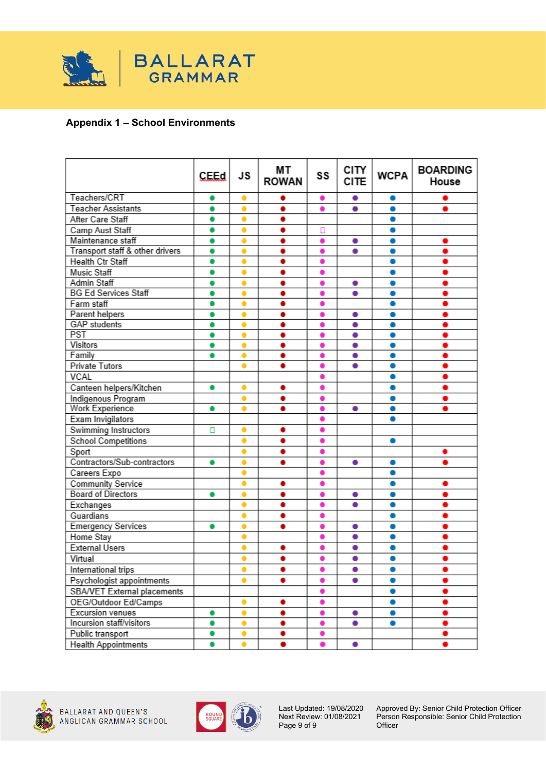## Appendix 1 – School Environments

| | CEEd | JS | MT ROWAN | SS | CITY CITE | WCPA | BOARDING House |
|---|---|---|---|---|---|---|---|
| Teachers/CRT | ● | ● | ● | ● | ● | ● | ● |
| Teacher Assistants | ● | ● | ● | ● | ● | ● | ● |
| After Care Staff | ● | ● | ● | | | ● | |
| Camp Aust Staff | ● | ● | ● | □ | | ● | |
| Maintenance staff | ● | ● | ● | ● | ● | ● | ● |
| Transport staff & other drivers | ● | ● | ● | ● | ● | ● | ● |
| Health Ctr Staff | ● | ● | ● | ● | | ● | ● |
| Music Staff | ● | ● | ● | ● | | ● | ● |
| Admin Staff | ● | ● | ● | ● | ● | ● | ● |
| BG Ed Services Staff | ● | ● | ● | ● | ● | ● | ● |
| Farm staff | ● | ● | ● | ● | | ● | ● |
| Parent helpers | ● | ● | ● | ● | ● | ● | ● |
| GAP students | ● | ● | ● | ● | ● | ● | ● |
| PST | ● | ● | ● | ● | ● | ● | ● |
| Visitors | ● | ● | ● | ● | ● | ● | ● |
| Family | ● | ● | ● | ● | ● | ● | ● |
| Private Tutors | | ● | ● | ● | ● | ● | ● |
| VCAL | | | | ● | | ● | ● |
| Canteen helpers/Kitchen | ● | ● | ● | ● | | ● | ● |
| Indigenous Program | | ● | ● | ● | | ● | ● |
| Work Experience | ● | ● | ● | ● | ● | ● | ● |
| Exam Invigilators | | | | ● | | ● | |
| Swimming Instructors | □ | ● | ● | ● | | | |
| School Competitions | | ● | ● | ● | | ● | |
| Sport | | ● | ● | ● | | | ● |
| Contractors/Sub-contractors | ● | ● | ● | ● | ● | ● | ● |
| Careers Expo | | ● | | ● | | ● | |
| Community Service | | ● | ● | ● | | ● | ● |
| Board of Directors | ● | ● | ● | ● | ● | ● | ● |
| Exchanges | | ● | ● | ● | ● | ● | ● |
| Guardians | | ● | ● | ● | | ● | ● |
| Emergency Services | ● | ● | ● | ● | ● | ● | ● |
| Home Stay | | ● | | ● | ● | ● | ● |
| External Users | | ● | ● | ● | ● | ● | ● |
| Virtual | | ● | ● | ● | ● | ● | ● |
| International trips | | ● | ● | ● | ● | ● | ● |
| Psychologist appointments | | ● | ● | ● | ● | ● | ● |
| SBA/VET External placements | | | | ● | | ● | ● |
| OEG/Outdoor Ed/Camps | | ● | ● | ● | | ● | ● |
| Excursion venues | ● | ● | ● | ● | ● | ● | ● |
| Incursion staff/visitors | ● | ● | ● | ● | ● | ● | ● |
| Public transport | ● | ● | ● | ● | | | ● |
| Health Appointments | ● | ● | ● | ● | ● | | ● |

BALLARAT AND QUEEN'S ANGLICAN GRAMMAR SCHOOL

Last Updated: 19/08/2020
Next Review: 01/08/2021

Approved By: Senior Child Protection Officer
Person Responsible: Senior Child Protection Officer